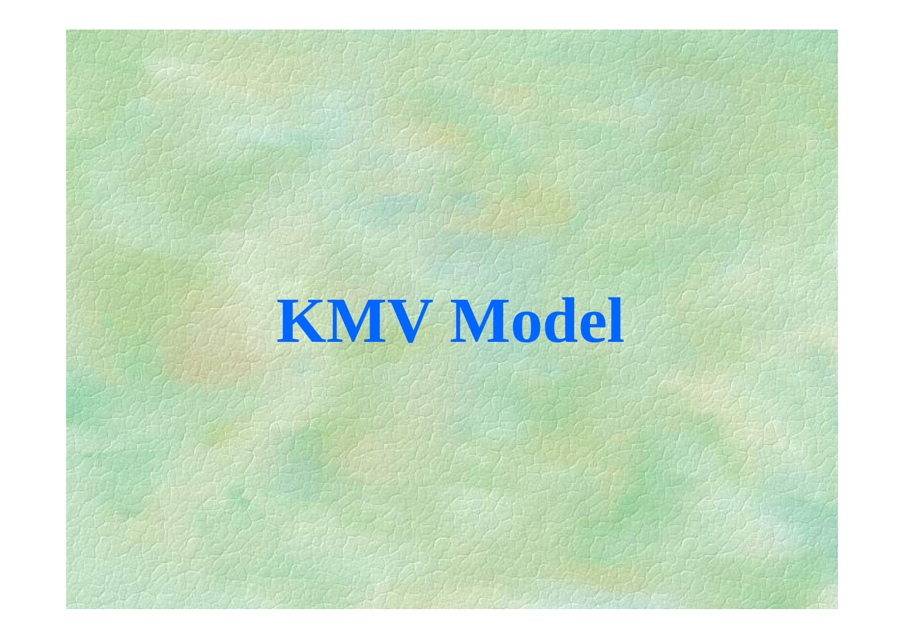# KMV Model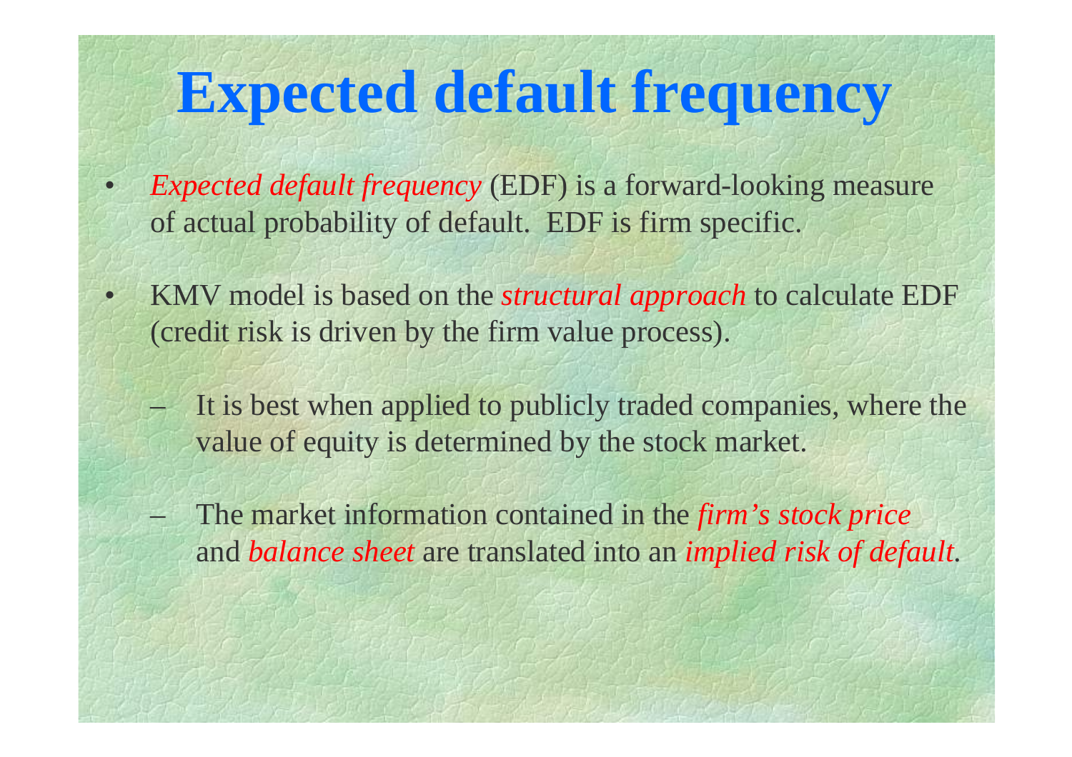# Expected default frequency

- *Expected default frequency* (EDF) is a forward-looking measure of actual probability of default. EDF is firm specific.
- KMV model is based on the *structural approach* to calculate EDF (credit risk is driven by the firm value process).
  - It is best when applied to publicly traded companies, where the value of equity is determined by the stock market.
  - The market information contained in the *firm's stock price* and *balance sheet* are translated into an *implied risk of default*.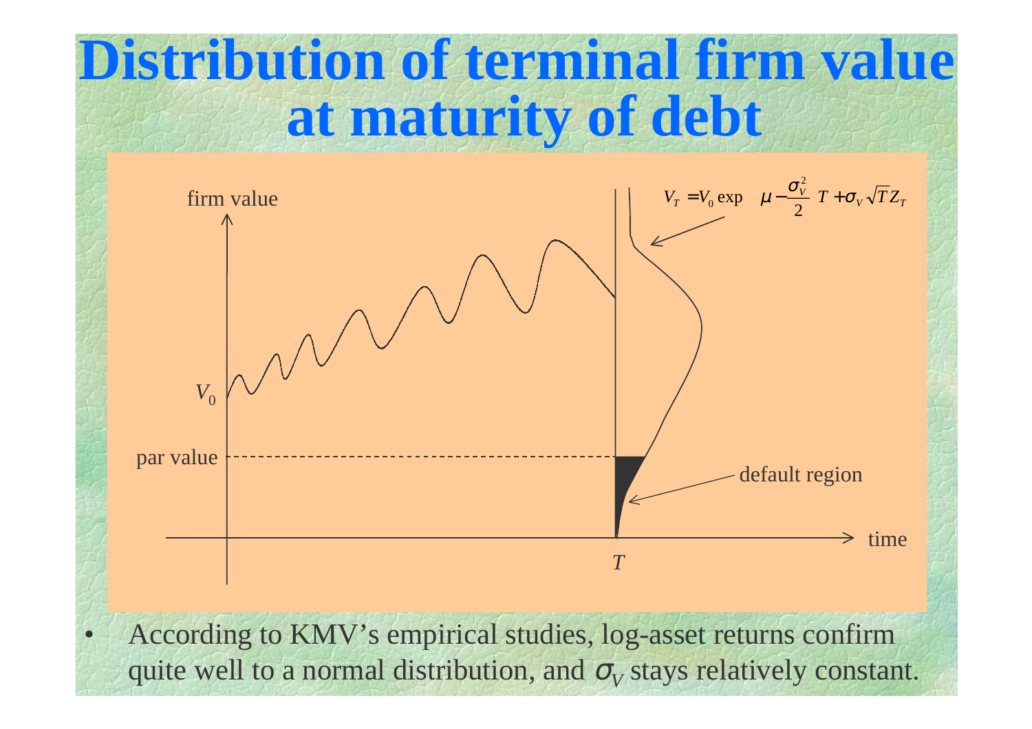# Distribution of terminal firm value at maturity of debt

firm value

$V_T = V_0 \exp\left[\left(\mu - \frac{\sigma_V^2}{2}\right)T + \sigma_V \sqrt{T} Z_T\right]$

$V_0$

par value

default region

time

$T$

- According to KMV's empirical studies, log-asset returns confirm quite well to a normal distribution, and $\sigma_V$ stays relatively constant.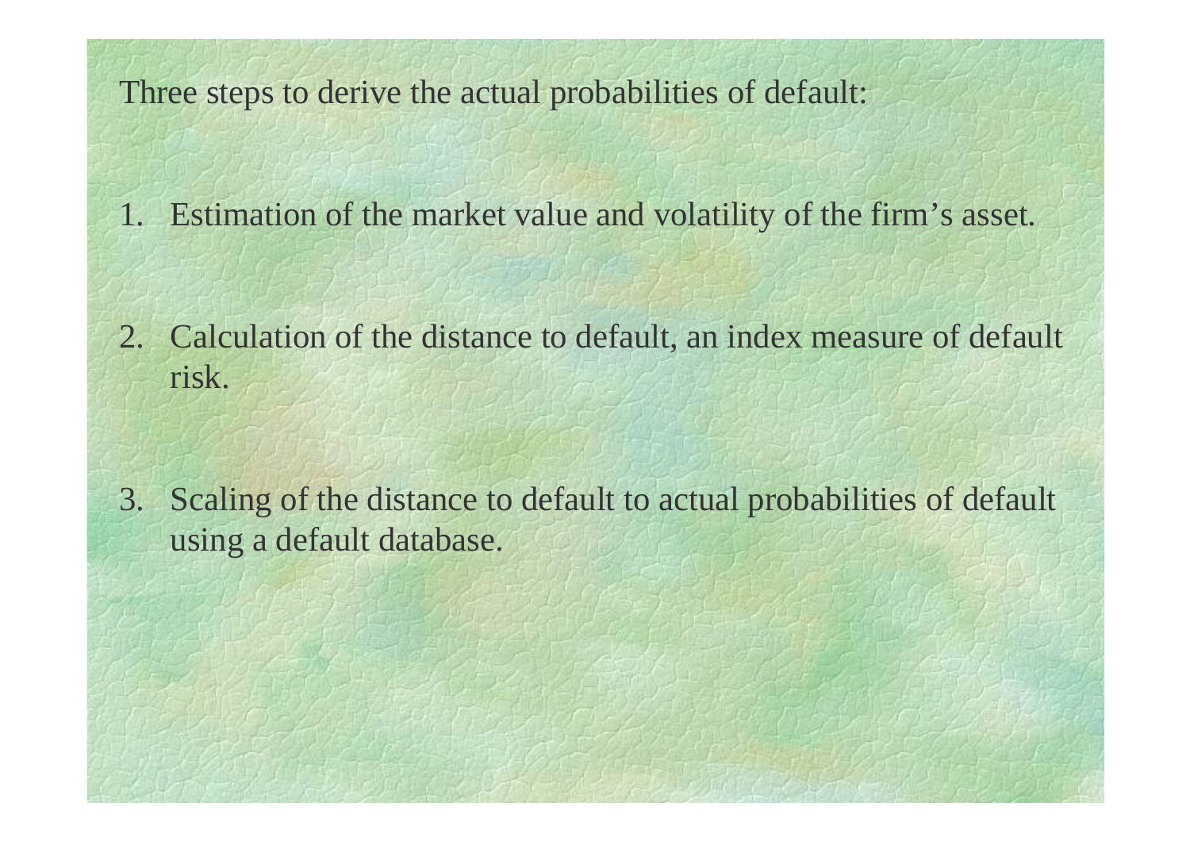Three steps to derive the actual probabilities of default:

1. Estimation of the market value and volatility of the firm’s asset.

2. Calculation of the distance to default, an index measure of default risk.

3. Scaling of the distance to default to actual probabilities of default using a default database.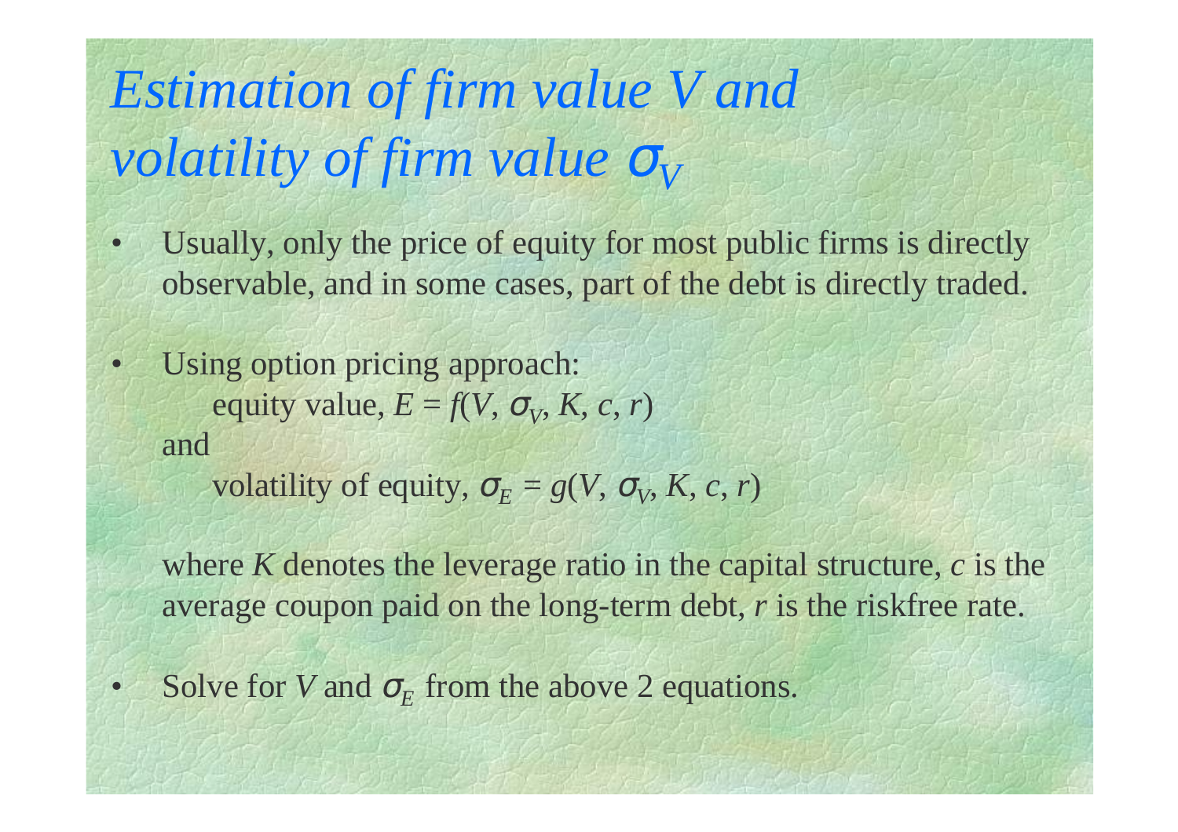# *Estimation of firm value V and volatility of firm value $\sigma_V$*

- Usually, only the price of equity for most public firms is directly observable, and in some cases, part of the debt is directly traded.
- Using option pricing approach:

  equity value, $E = f(V, \sigma_V, K, c, r)$

  and

  volatility of equity, $\sigma_E = g(V, \sigma_V, K, c, r)$

  where $K$ denotes the leverage ratio in the capital structure, $c$ is the average coupon paid on the long-term debt, $r$ is the riskfree rate.
- Solve for $V$ and $\sigma_E$ from the above 2 equations.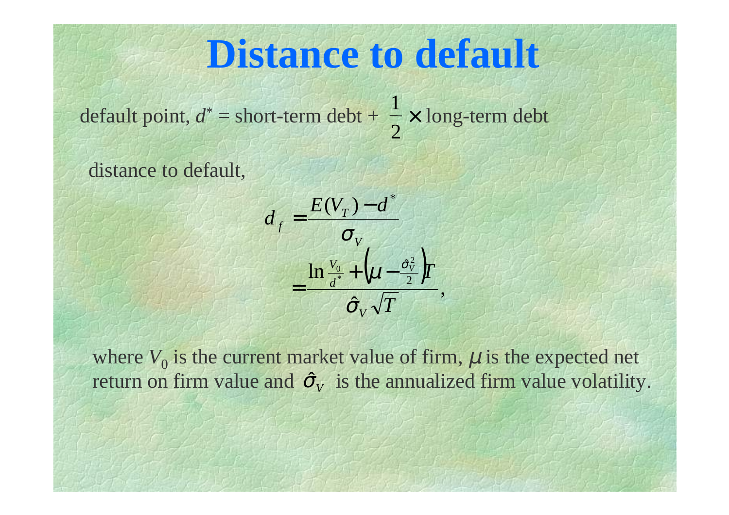# Distance to default

default point, $d^*$ = short-term debt + $\frac{1}{2} \times$ long-term debt

distance to default,

$$
\begin{aligned}
d_f &= \frac{E(V_T) - d^*}{\sigma_V} \\
&= \frac{\ln \frac{V_0}{d^*} + \left(\mu - \frac{\hat{\sigma}_V^2}{2}\right) T}{\hat{\sigma}_V \sqrt{T}},
\end{aligned}
$$

where $V_0$ is the current market value of firm, $\mu$ is the expected net return on firm value and $\hat{\sigma}_V$ is the annualized firm value volatility.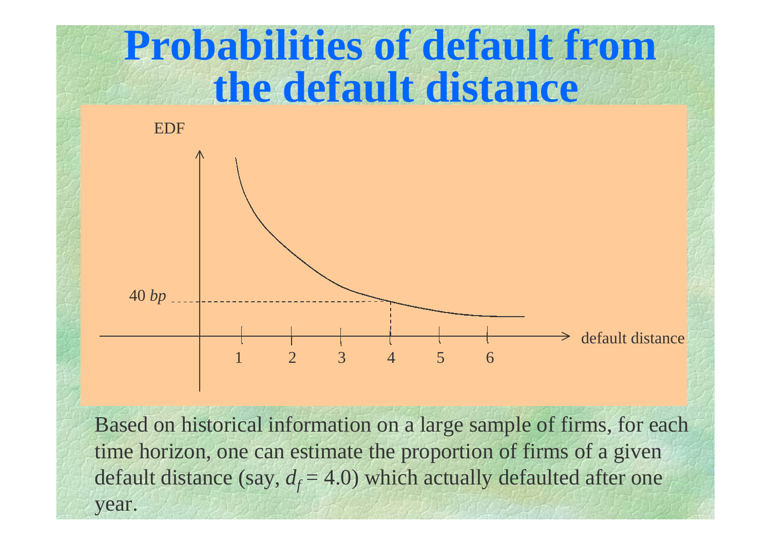# Probabilities of default from the default distance

EDF

40 *bp*

1 2 3 4 5 6

default distance

Based on historical information on a large sample of firms, for each time horizon, one can estimate the proportion of firms of a given default distance (say, $d_f = 4.0$) which actually defaulted after one year.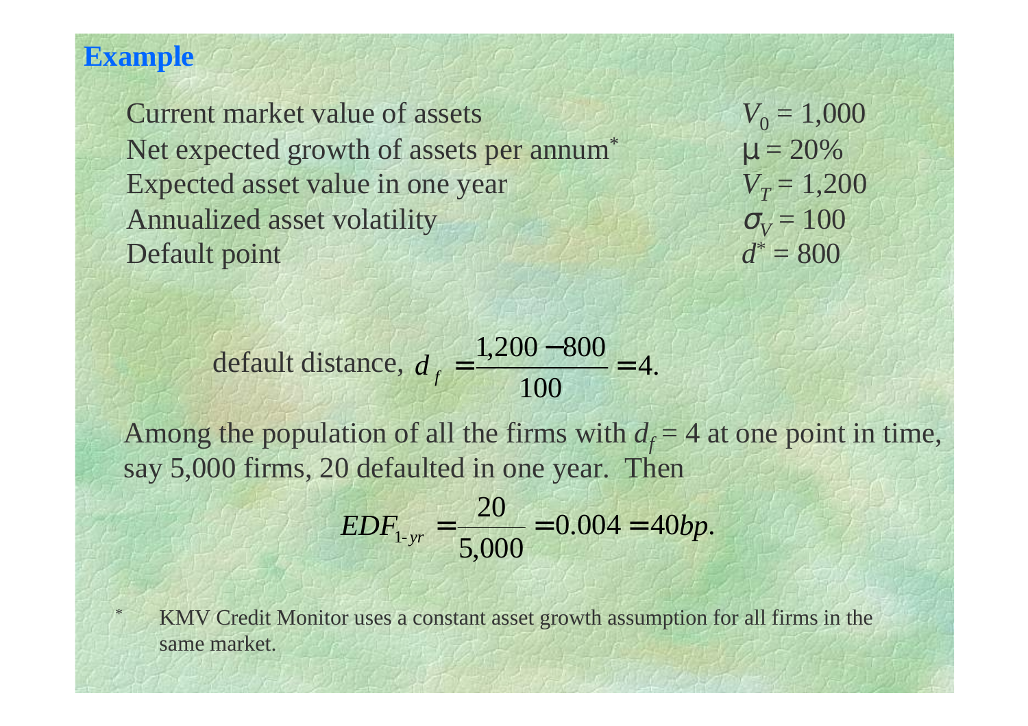## Example

| | |
|---|---|
| Current market value of assets | $V_0 = 1,000$ |
| Net expected growth of assets per annum* | $\mu = 20\%$ |
| Expected asset value in one year | $V_T = 1,200$ |
| Annualized asset volatility | $\sigma_V = 100$ |
| Default point | $d^* = 800$ |

$$\text{default distance, } d_f = \frac{1,200 - 800}{100} = 4.$$

Among the population of all the firms with $d_f = 4$ at one point in time, say 5,000 firms, 20 defaulted in one year. Then

$$EDF_{1\text{-}yr} = \frac{20}{5,000} = 0.004 = 40bp.$$

\* KMV Credit Monitor uses a constant asset growth assumption for all firms in the same market.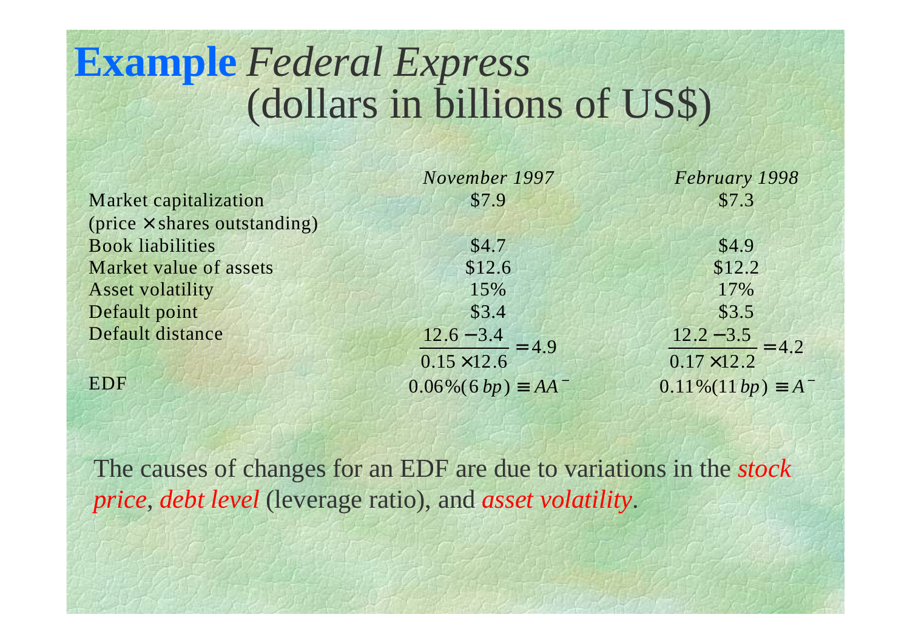# **Example** *Federal Express* (dollars in billions of US$)

| | *November 1997* | *February 1998* |
|---|---|---|
| Market capitalization (price × shares outstanding) | \$7.9 | \$7.3 |
| Book liabilities | \$4.7 | \$4.9 |
| Market value of assets | \$12.6 | \$12.2 |
| Asset volatility | 15% | 17% |
| Default point | \$3.4 | \$3.5 |
| Default distance | $\frac{12.6-3.4}{0.15\times 12.6}=4.9$ | $\frac{12.2-3.5}{0.17\times 12.2}=4.2$ |
| EDF | $0.06\%(6\,bp)\equiv AA^-$ | $0.11\%(11\,bp)\equiv A^-$ |

The causes of changes for an EDF are due to variations in the *stock price*, *debt level* (leverage ratio), and *asset volatility*.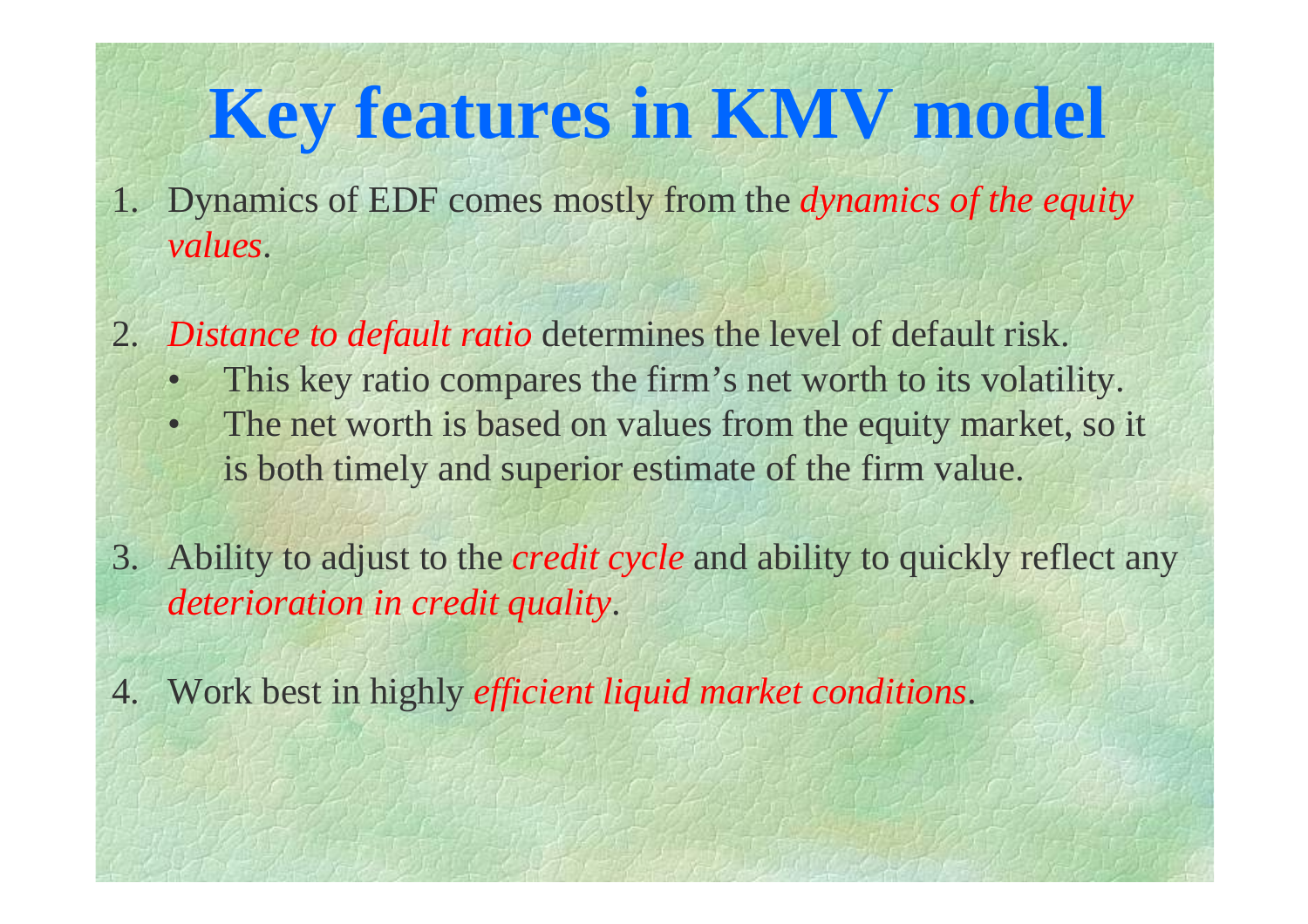# Key features in KMV model

1. Dynamics of EDF comes mostly from the *dynamics of the equity values*.

2. *Distance to default ratio* determines the level of default risk.
   - This key ratio compares the firm's net worth to its volatility.
   - The net worth is based on values from the equity market, so it is both timely and superior estimate of the firm value.

3. Ability to adjust to the *credit cycle* and ability to quickly reflect any *deterioration in credit quality*.

4. Work best in highly *efficient liquid market conditions*.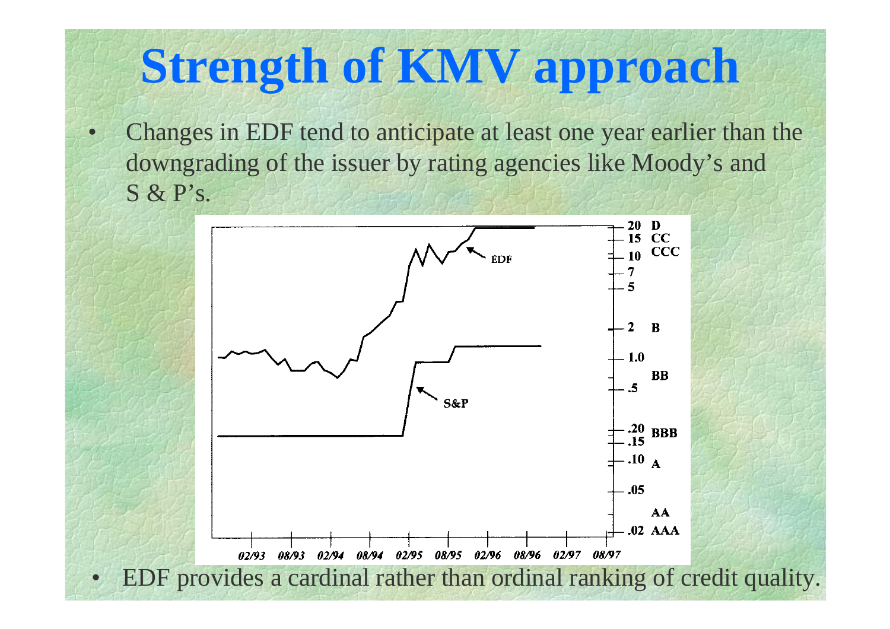# Strength of KMV approach

- Changes in EDF tend to anticipate at least one year earlier than the downgrading of the issuer by rating agencies like Moody's and S & P's.

- EDF provides a cardinal rather than ordinal ranking of credit quality.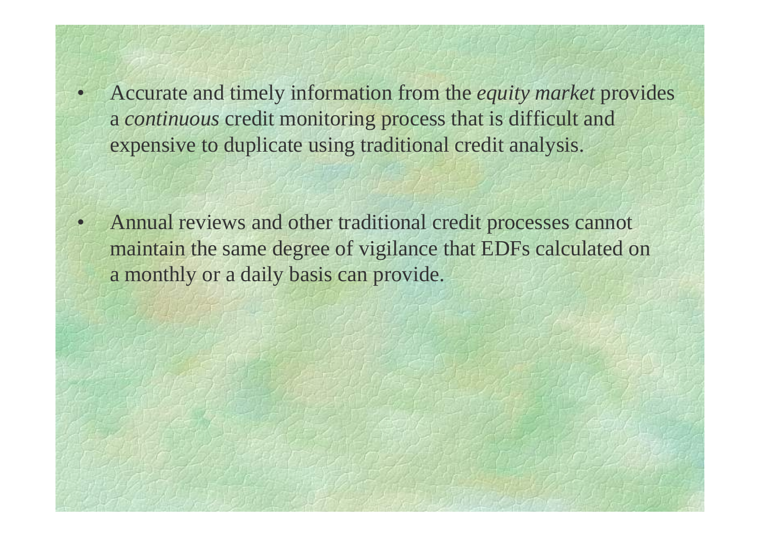- Accurate and timely information from the *equity market* provides a *continuous* credit monitoring process that is difficult and expensive to duplicate using traditional credit analysis.

- Annual reviews and other traditional credit processes cannot maintain the same degree of vigilance that EDFs calculated on a monthly or a daily basis can provide.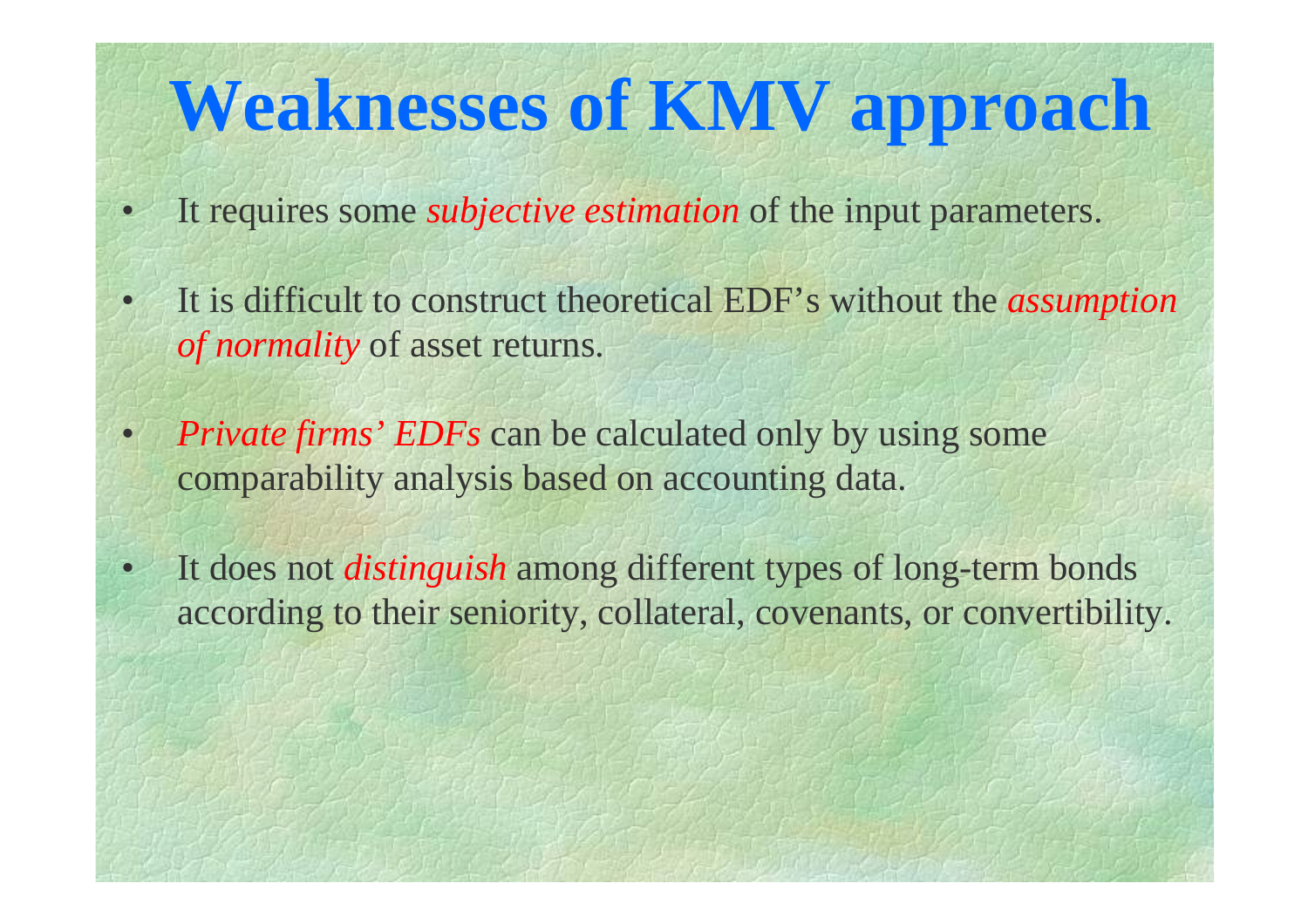# Weaknesses of KMV approach

- It requires some *subjective estimation* of the input parameters.
- It is difficult to construct theoretical EDF's without the *assumption of normality* of asset returns.
- *Private firms' EDFs* can be calculated only by using some comparability analysis based on accounting data.
- It does not *distinguish* among different types of long-term bonds according to their seniority, collateral, covenants, or convertibility.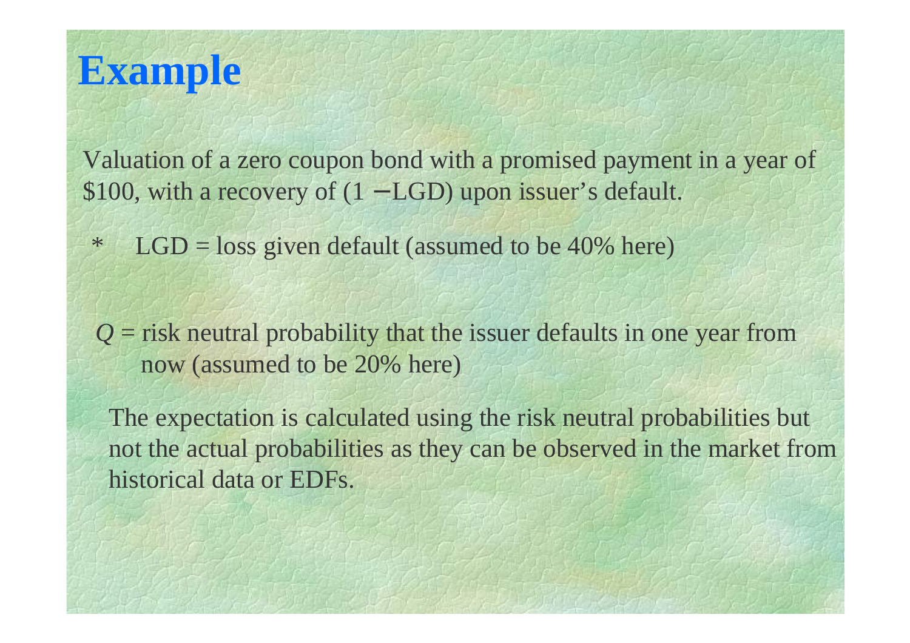# Example

Valuation of a zero coupon bond with a promised payment in a year of \$100, with a recovery of $(1 - \text{LGD})$ upon issuer's default.

* LGD = loss given default (assumed to be 40% here)

$Q$ = risk neutral probability that the issuer defaults in one year from now (assumed to be 20% here)

The expectation is calculated using the risk neutral probabilities but not the actual probabilities as they can be observed in the market from historical data or EDFs.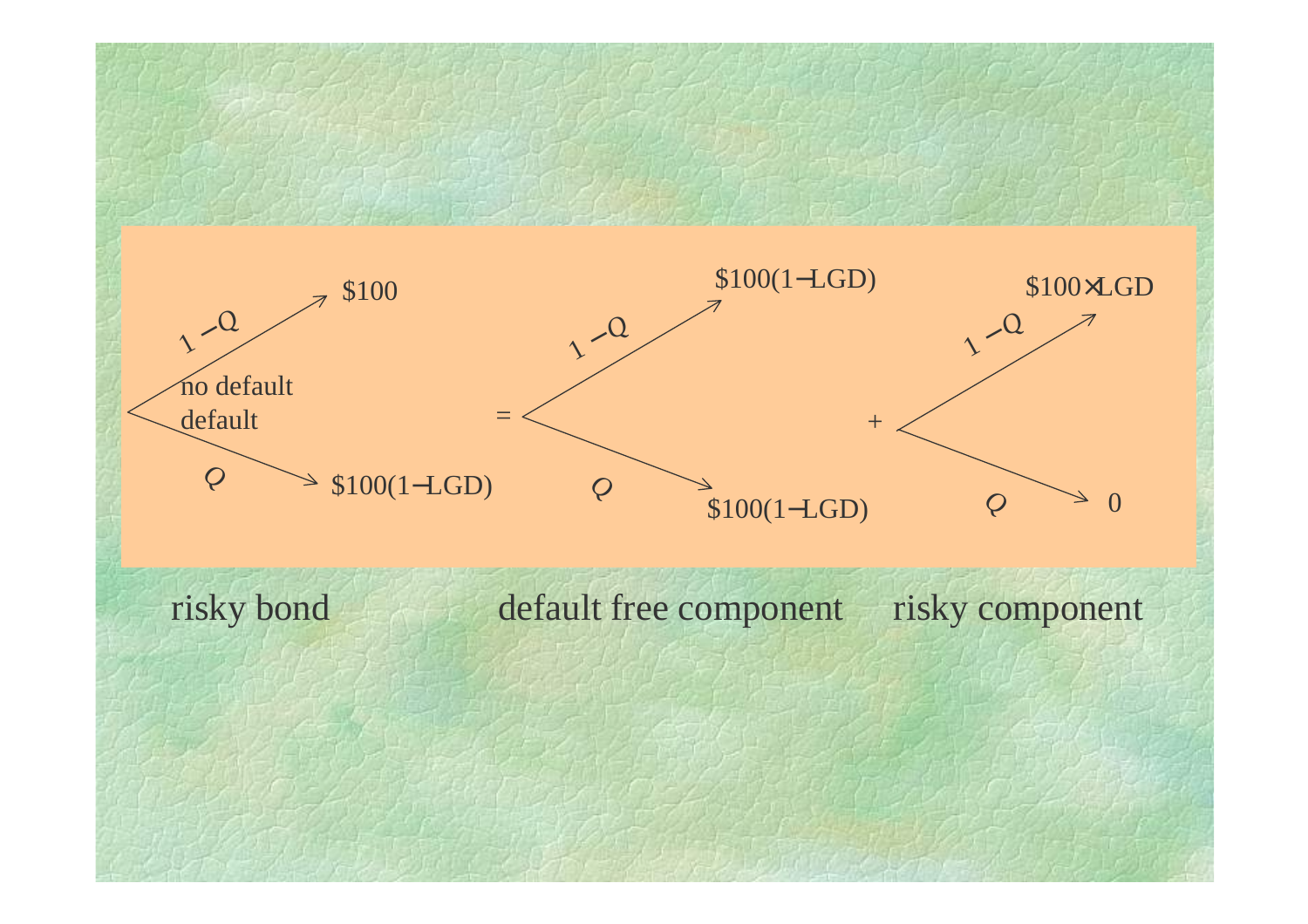risky bond = default free component + risky component

**risky bond:**

- no default (probability $1-Q$): \$100
- default (probability $Q$): \$100(1−LGD)

**default free component:**

- probability $1-Q$: \$100(1−LGD)
- probability $Q$: \$100(1−LGD)

**risky component:**

- probability $1-Q$: \$100×LGD
- probability $Q$: 0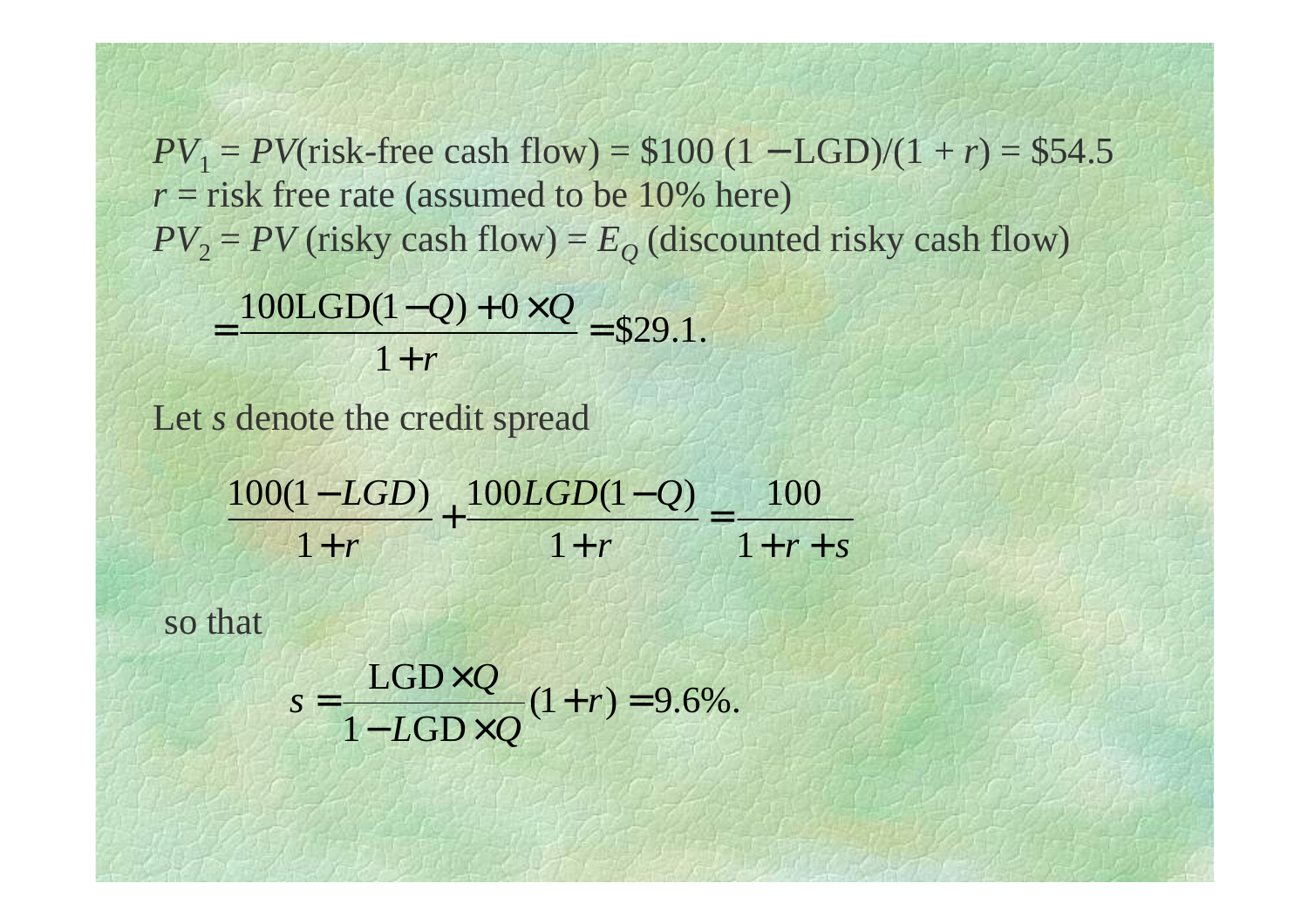$PV_1 = PV$(risk-free cash flow) = \$100 (1 − LGD)/(1 + $r$) = \$54.5

$r$ = risk free rate (assumed to be 10% here)

$PV_2 = PV$ (risky cash flow) = $E_Q$ (discounted risky cash flow)

$$= \frac{100\text{LGD}(1-Q) + 0 \times Q}{1+r} = \$29.1.$$

Let $s$ denote the credit spread

$$\frac{100(1-LGD)}{1+r} + \frac{100LGD(1-Q)}{1+r} = \frac{100}{1+r+s}$$

so that

$$s = \frac{\text{LGD} \times Q}{1 - L\text{GD} \times Q}(1+r) = 9.6\%.$$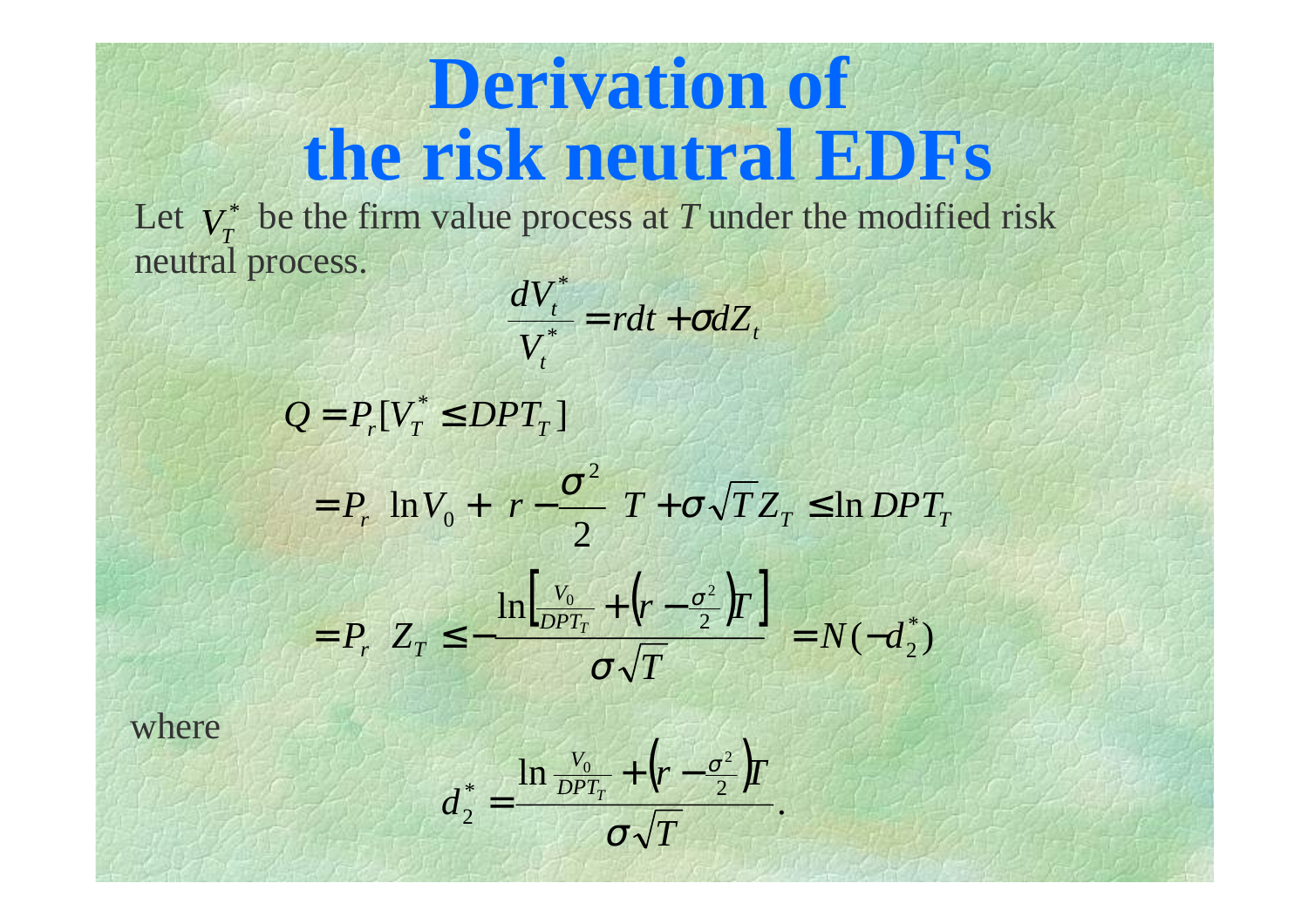# Derivation of the risk neutral EDFs

Let $V_T^*$ be the firm value process at $T$ under the modified risk neutral process.

$$\frac{dV_t^*}{V_t^*} = rdt + \sigma dZ_t$$

$$Q = P_r[V_T^* \leq DPT_T]$$

$$= P_r\left[\ln V_0 + \left(r - \frac{\sigma^2}{2}\right)T + \sigma\sqrt{T}Z_T \leq \ln DPT_T\right]$$

$$= P_r\left[Z_T \leq -\frac{\ln\left[\frac{V_0}{DPT_T} + \left(r - \frac{\sigma^2}{2}\right)T\right]}{\sigma\sqrt{T}}\right] = N(-d_2^*)$$

where

$$d_2^* = \frac{\ln\frac{V_0}{DPT_T} + \left(r - \frac{\sigma^2}{2}\right)T}{\sigma\sqrt{T}}.$$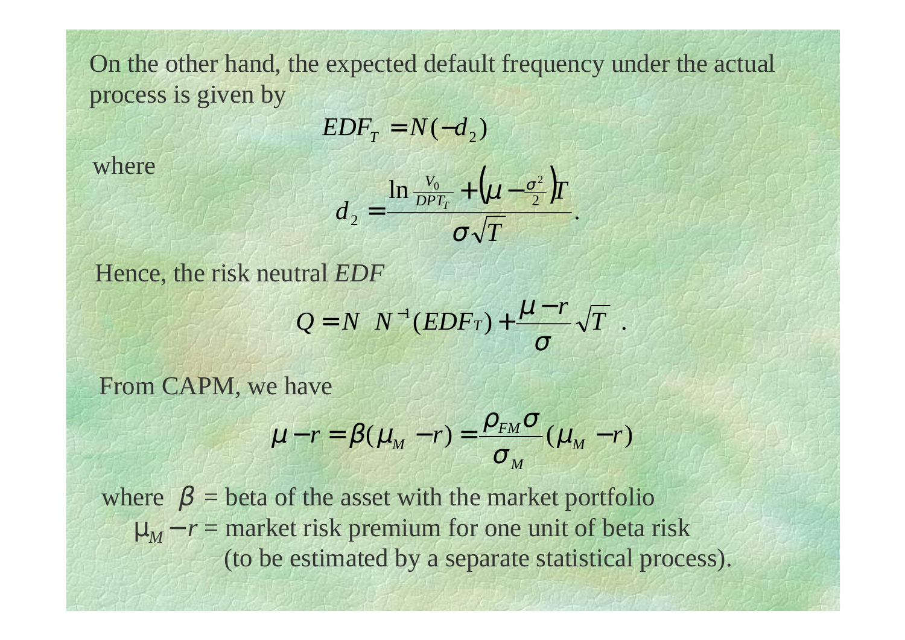On the other hand, the expected default frequency under the actual process is given by

$$EDF_T = N(-d_2)$$

where

$$d_2 = \frac{\ln \frac{V_0}{DPT_T} + \left(\mu - \frac{\sigma^2}{2}\right)T}{\sigma\sqrt{T}}.$$

Hence, the risk neutral *EDF*

$$Q = N\left(N^{-1}(EDF_T) + \frac{\mu - r}{\sigma}\sqrt{T}\right).$$

From CAPM, we have

$$\mu - r = \beta(\mu_M - r) = \frac{\rho_{FM}\sigma}{\sigma_M}(\mu_M - r)$$

where $\beta$ = beta of the asset with the market portfolio

$\mu_M - r$ = market risk premium for one unit of beta risk (to be estimated by a separate statistical process).